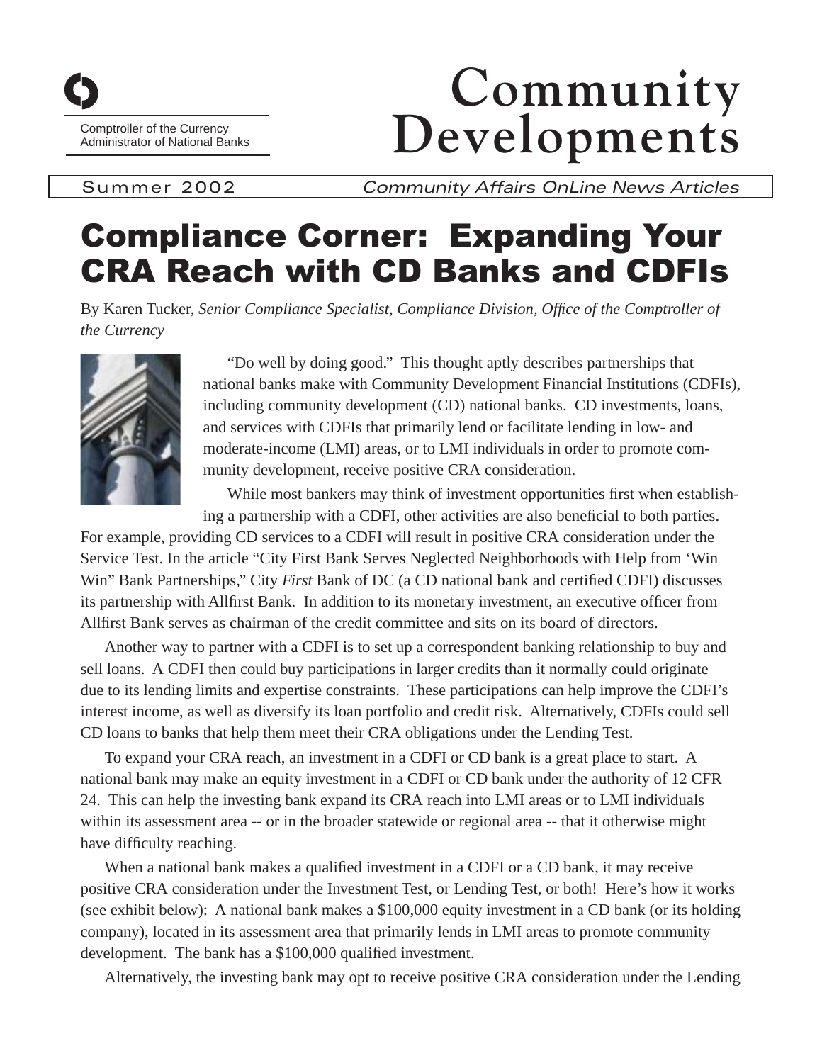Comptroller of the Currency
Administrator of National Banks

# Community Developments

Summer 2002 *Community Affairs OnLine News Articles*

# Compliance Corner: Expanding Your CRA Reach with CD Banks and CDFIs

By Karen Tucker, *Senior Compliance Specialist, Compliance Division, Office of the Comptroller of the Currency*

"Do well by doing good." This thought aptly describes partnerships that national banks make with Community Development Financial Institutions (CDFIs), including community development (CD) national banks. CD investments, loans, and services with CDFIs that primarily lend or facilitate lending in low- and moderate-income (LMI) areas, or to LMI individuals in order to promote community development, receive positive CRA consideration.

While most bankers may think of investment opportunities first when establishing a partnership with a CDFI, other activities are also beneficial to both parties. For example, providing CD services to a CDFI will result in positive CRA consideration under the Service Test. In the article "City First Bank Serves Neglected Neighborhoods with Help from 'Win Win" Bank Partnerships," City *First* Bank of DC (a CD national bank and certified CDFI) discusses its partnership with Allfirst Bank. In addition to its monetary investment, an executive officer from Allfirst Bank serves as chairman of the credit committee and sits on its board of directors.

Another way to partner with a CDFI is to set up a correspondent banking relationship to buy and sell loans. A CDFI then could buy participations in larger credits than it normally could originate due to its lending limits and expertise constraints. These participations can help improve the CDFI's interest income, as well as diversify its loan portfolio and credit risk. Alternatively, CDFIs could sell CD loans to banks that help them meet their CRA obligations under the Lending Test.

To expand your CRA reach, an investment in a CDFI or CD bank is a great place to start. A national bank may make an equity investment in a CDFI or CD bank under the authority of 12 CFR 24. This can help the investing bank expand its CRA reach into LMI areas or to LMI individuals within its assessment area -- or in the broader statewide or regional area -- that it otherwise might have difficulty reaching.

When a national bank makes a qualified investment in a CDFI or a CD bank, it may receive positive CRA consideration under the Investment Test, or Lending Test, or both! Here's how it works (see exhibit below): A national bank makes a \$100,000 equity investment in a CD bank (or its holding company), located in its assessment area that primarily lends in LMI areas to promote community development. The bank has a \$100,000 qualified investment.

Alternatively, the investing bank may opt to receive positive CRA consideration under the Lending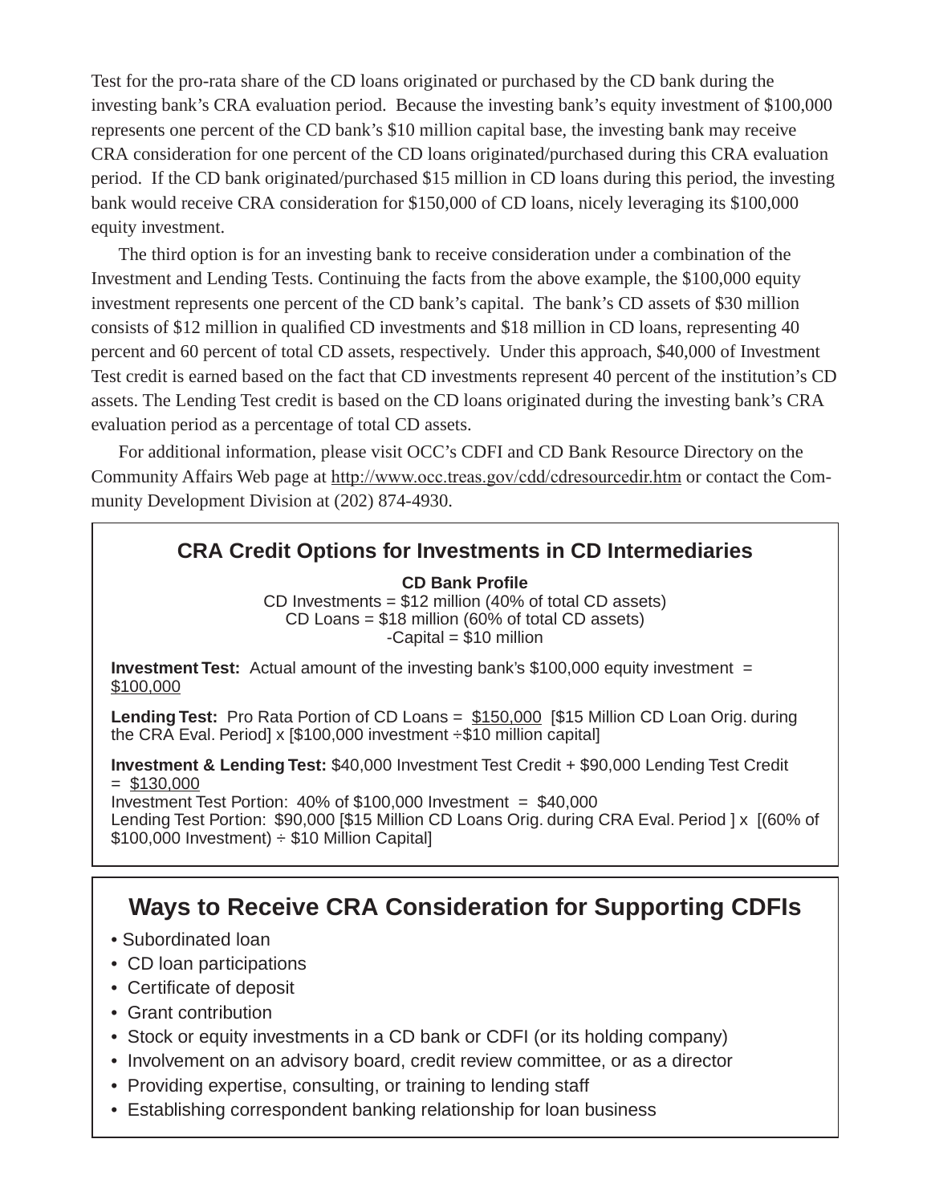Test for the pro-rata share of the CD loans originated or purchased by the CD bank during the investing bank's CRA evaluation period. Because the investing bank's equity investment of $100,000 represents one percent of the CD bank's $10 million capital base, the investing bank may receive CRA consideration for one percent of the CD loans originated/purchased during this CRA evaluation period. If the CD bank originated/purchased $15 million in CD loans during this period, the investing bank would receive CRA consideration for $150,000 of CD loans, nicely leveraging its $100,000 equity investment.

The third option is for an investing bank to receive consideration under a combination of the Investment and Lending Tests. Continuing the facts from the above example, the $100,000 equity investment represents one percent of the CD bank's capital. The bank's CD assets of $30 million consists of $12 million in qualified CD investments and $18 million in CD loans, representing 40 percent and 60 percent of total CD assets, respectively. Under this approach, $40,000 of Investment Test credit is earned based on the fact that CD investments represent 40 percent of the institution's CD assets. The Lending Test credit is based on the CD loans originated during the investing bank's CRA evaluation period as a percentage of total CD assets.

For additional information, please visit OCC's CDFI and CD Bank Resource Directory on the Community Affairs Web page at http://www.occ.treas.gov/cdd/cdresourcedir.htm or contact the Community Development Division at (202) 874-4930.

## CRA Credit Options for Investments in CD Intermediaries

**CD Bank Profile**

CD Investments = $12 million (40% of total CD assets)
CD Loans = $18 million (60% of total CD assets)
-Capital = $10 million

**Investment Test:** Actual amount of the investing bank's $100,000 equity investment = $100,000

**Lending Test:** Pro Rata Portion of CD Loans = $150,000 [$15 Million CD Loan Orig. during the CRA Eval. Period] x [$100,000 investment ÷$10 million capital]

**Investment & Lending Test:** $40,000 Investment Test Credit + $90,000 Lending Test Credit = $130,000
Investment Test Portion: 40% of $100,000 Investment = $40,000
Lending Test Portion: $90,000 [$15 Million CD Loans Orig. during CRA Eval. Period ] x [(60% of $100,000 Investment) ÷ $10 Million Capital]

## Ways to Receive CRA Consideration for Supporting CDFIs

- Subordinated loan
- CD loan participations
- Certificate of deposit
- Grant contribution
- Stock or equity investments in a CD bank or CDFI (or its holding company)
- Involvement on an advisory board, credit review committee, or as a director
- Providing expertise, consulting, or training to lending staff
- Establishing correspondent banking relationship for loan business